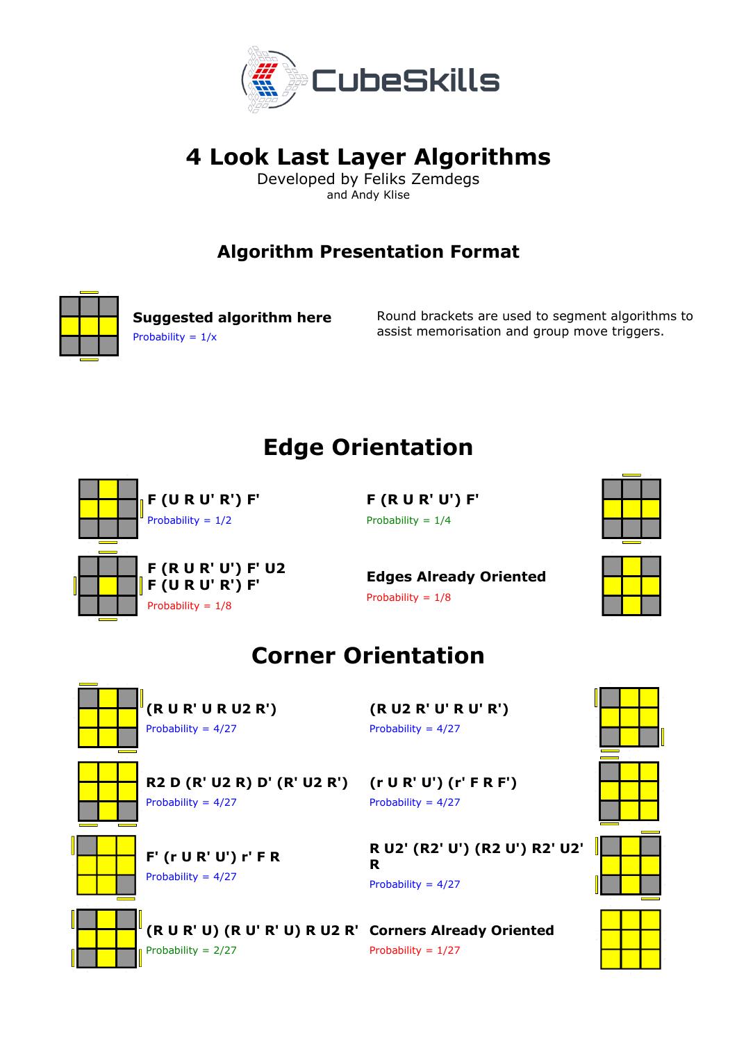CubeSkills

# 4 Look Last Layer Algorithms

Developed by Feliks Zemdegs
and Andy Klise

## Algorithm Presentation Format

**Suggested algorithm here**
Probability = 1/x

Round brackets are used to segment algorithms to assist memorisation and group move triggers.

## Edge Orientation

**F (U R U' R') F'**
Probability = 1/2

**F (R U R' U') F'**
Probability = 1/4

**F (R U R' U') F' U2 F (U R U' R') F'**
Probability = 1/8

**Edges Already Oriented**
Probability = 1/8

## Corner Orientation

**(R U R' U R U2 R')**
Probability = 4/27

**(R U2 R' U' R U' R')**
Probability = 4/27

**R2 D (R' U2 R) D' (R' U2 R')**
Probability = 4/27

**(r U R' U') (r' F R F')**
Probability = 4/27

**F' (r U R' U') r' F R**
Probability = 4/27

**R U2' (R2' U') (R2 U') R2' U2' R**
Probability = 4/27

**(R U R' U) (R U' R' U) R U2 R'**
Probability = 2/27

**Corners Already Oriented**
Probability = 1/27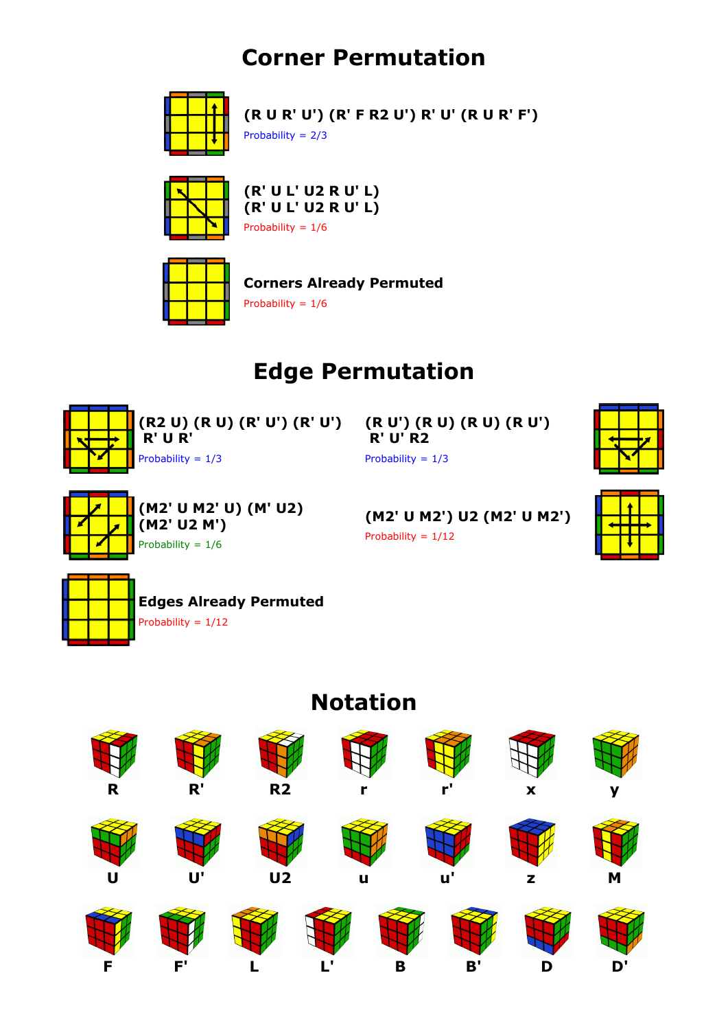# Corner Permutation

**(R U R' U') (R' F R2 U') R' U' (R U R' F')**
Probability = 2/3

**(R' U L' U2 R U' L)**
**(R' U L' U2 R U' L)**
Probability = 1/6

**Corners Already Permuted**
Probability = 1/6

# Edge Permutation

**(R2 U) (R U) (R' U') (R' U') R' U R'**
Probability = 1/3

**(R U') (R U) (R U) (R U') R' U' R2**
Probability = 1/3

**(M2' U M2' U) (M' U2) (M2' U2 M')**
Probability = 1/6

**(M2' U M2') U2 (M2' U M2')**
Probability = 1/12

**Edges Already Permuted**
Probability = 1/12

# Notation

R R' R2 r r' x y

U U' U2 u u' z M

F F' L L' B B' D D'